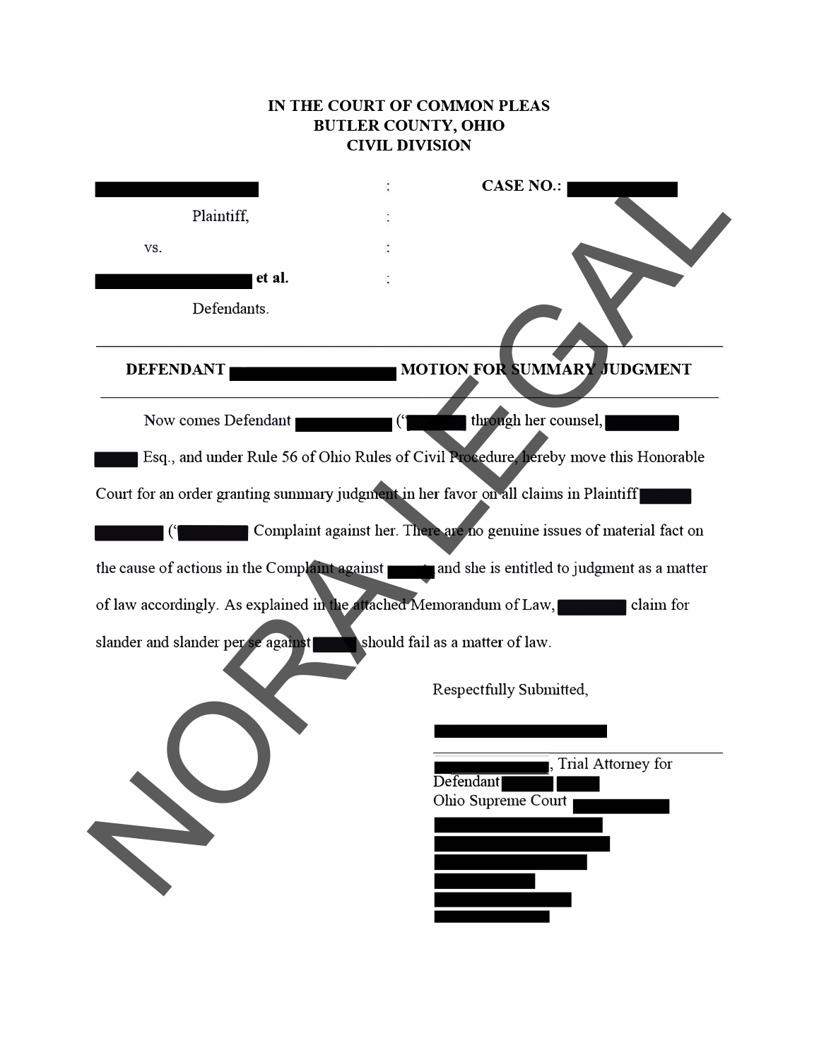**IN THE COURT OF COMMON PLEAS**
**BUTLER COUNTY, OHIO**
**CIVIL DIVISION**

| | | |
|---|---|---|
| ████████ | : | **CASE NO.:** ████████ |
| Plaintiff, | : | |
| vs. | : | |
| ████████ **et al.** | : | |
| Defendants. | | |

---

**DEFENDANT ████████ MOTION FOR SUMMARY JUDGMENT**

---

Now comes Defendant ████████ ("████ through her counsel, ████████ ████ Esq., and under Rule 56 of Ohio Rules of Civil Procedure, hereby move this Honorable Court for an order granting summary judgment in her favor on all claims in Plaintiff ████ ████ ("████ Complaint against her. There are no genuine issues of material fact on the cause of actions in the Complaint against ████ and she is entitled to judgment as a matter of law accordingly. As explained in the attached Memorandum of Law, ████ claim for slander and slander per se against ████ should fail as a matter of law.

Respectfully Submitted,

████████

---

████████, Trial Attorney for Defendant ████ ████
Ohio Supreme Court ████████
████████
████████
████████
████████
████████
████████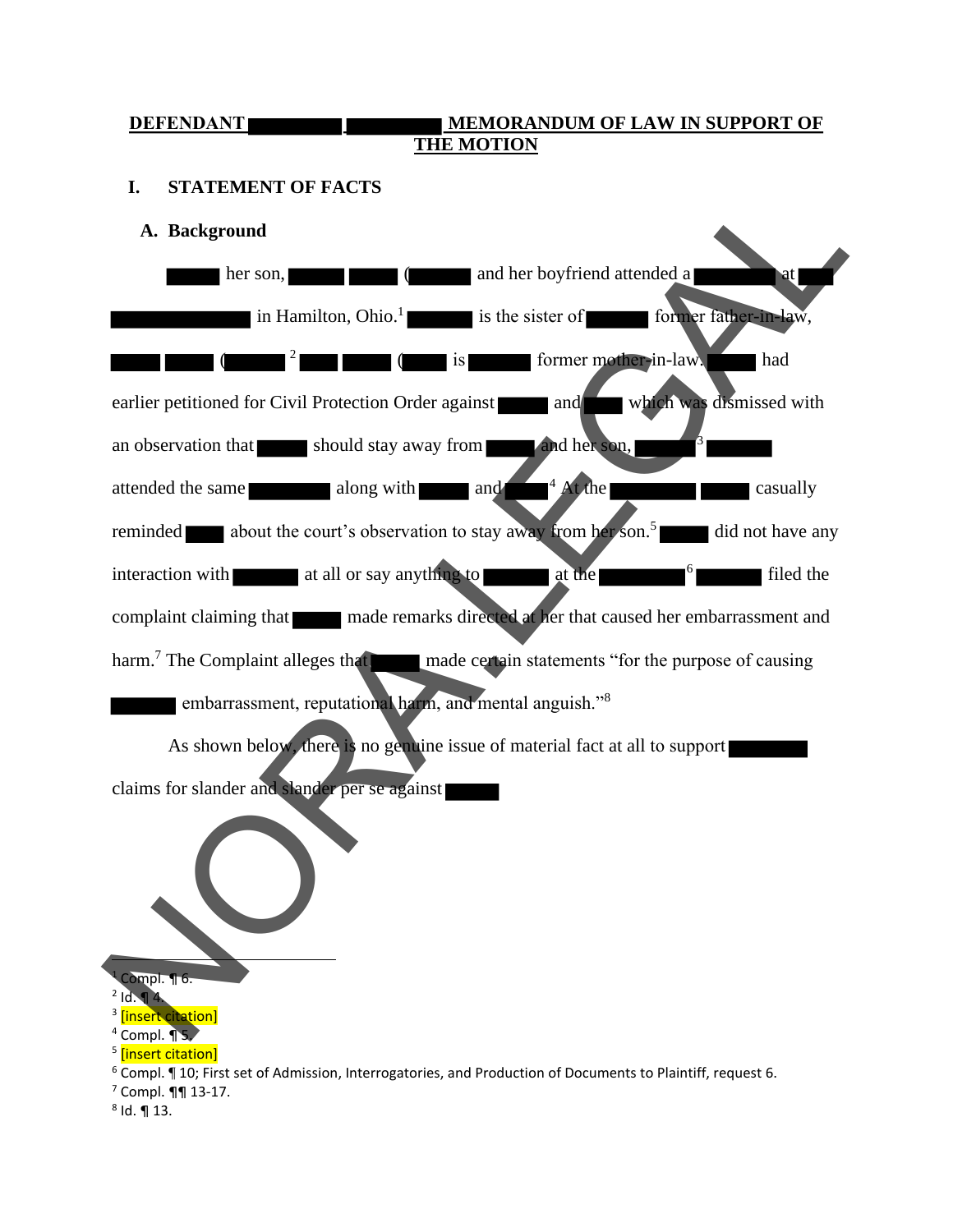**DEFENDANT [REDACTED] [REDACTED] MEMORANDUM OF LAW IN SUPPORT OF THE MOTION**

# I. STATEMENT OF FACTS

## A. Background

[REDACTED] her son, [REDACTED] [REDACTED] ([REDACTED] and her boyfriend attended a [REDACTED] at [REDACTED] [REDACTED] in Hamilton, Ohio.[1] [REDACTED] is the sister of [REDACTED] former father-in-law, [REDACTED] [REDACTED] ([REDACTED][2] [REDACTED] [REDACTED] ([REDACTED] is [REDACTED] former mother-in-law. [REDACTED] had earlier petitioned for Civil Protection Order against [REDACTED] and [REDACTED] which was dismissed with an observation that [REDACTED] should stay away from [REDACTED] and her son, [REDACTED][3] [REDACTED] attended the same [REDACTED] along with [REDACTED] and [REDACTED][4] At the [REDACTED] [REDACTED] casually reminded [REDACTED] about the court's observation to stay away from her son.[5] [REDACTED] did not have any interaction with [REDACTED] at all or say anything to [REDACTED] at the [REDACTED][6] [REDACTED] filed the complaint claiming that [REDACTED] made remarks directed at her that caused her embarrassment and harm.[7] The Complaint alleges that [REDACTED] made certain statements "for the purpose of causing [REDACTED] embarrassment, reputational harm, and mental anguish."[8]

As shown below, there is no genuine issue of material fact at all to support [REDACTED] claims for slander and slander per se against [REDACTED]

---

[1] Compl. ¶ 6.
[2] Id. ¶ 4.
[3] [insert citation]
[4] Compl. ¶ 5.
[5] [insert citation]
[6] Compl. ¶ 10; First set of Admission, Interrogatories, and Production of Documents to Plaintiff, request 6.
[7] Compl. ¶¶ 13-17.
[8] Id. ¶ 13.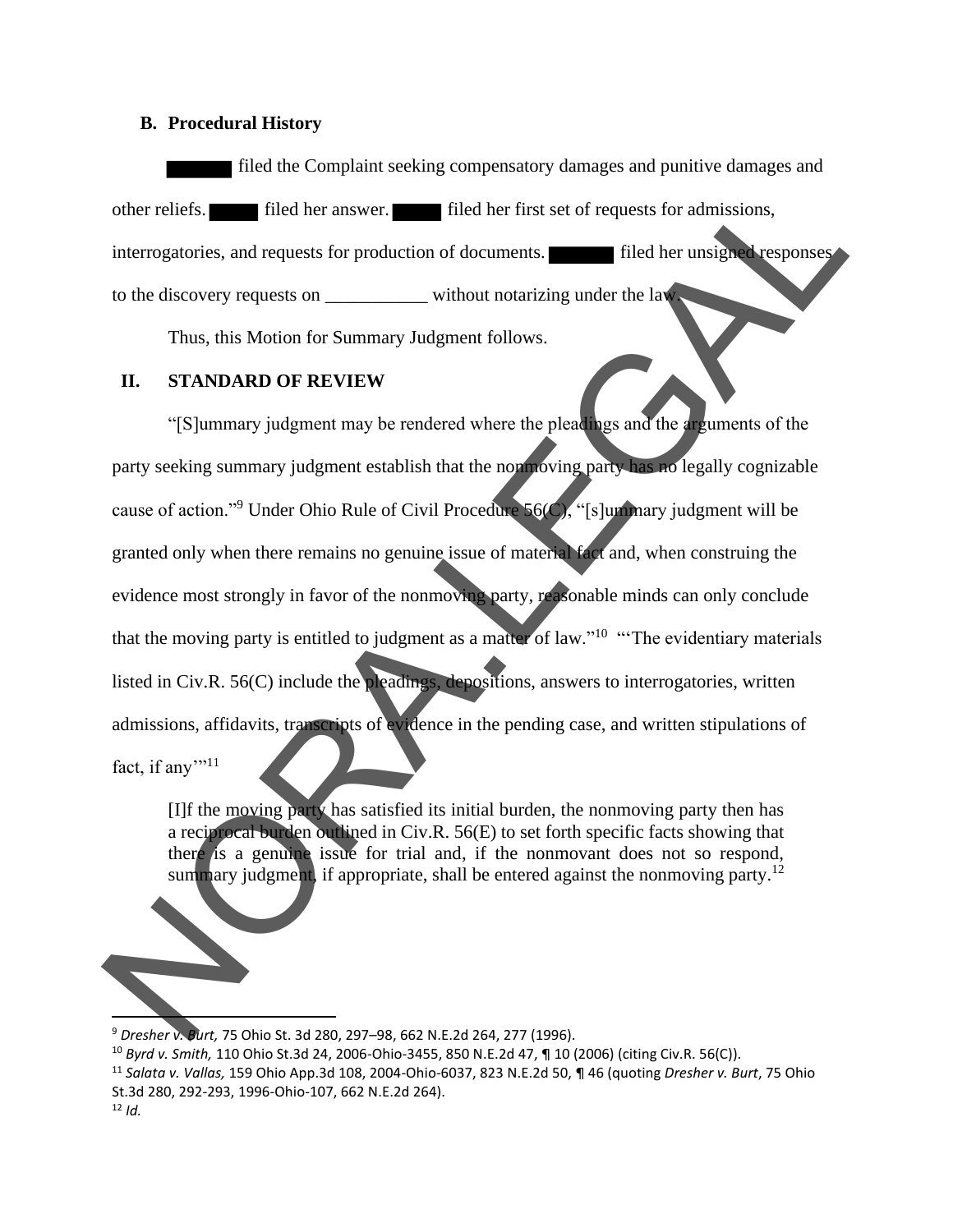### B. Procedural History

█████ filed the Complaint seeking compensatory damages and punitive damages and other reliefs. █████ filed her answer. █████ filed her first set of requests for admissions, interrogatories, and requests for production of documents. █████ filed her unsigned responses to the discovery requests on ___________ without notarizing under the law.

Thus, this Motion for Summary Judgment follows.

## II. STANDARD OF REVIEW

"[S]ummary judgment may be rendered where the pleadings and the arguments of the party seeking summary judgment establish that the nonmoving party has no legally cognizable cause of action."[9] Under Ohio Rule of Civil Procedure 56(C), "[s]ummary judgment will be granted only when there remains no genuine issue of material fact and, when construing the evidence most strongly in favor of the nonmoving party, reasonable minds can only conclude that the moving party is entitled to judgment as a matter of law."[10] "'The evidentiary materials listed in Civ.R. 56(C) include the pleadings, depositions, answers to interrogatories, written admissions, affidavits, transcripts of evidence in the pending case, and written stipulations of fact, if any'"[11]

> [I]f the moving party has satisfied its initial burden, the nonmoving party then has a reciprocal burden outlined in Civ.R. 56(E) to set forth specific facts showing that there is a genuine issue for trial and, if the nonmovant does not so respond, summary judgment, if appropriate, shall be entered against the nonmoving party.[12]

---

[9] *Dresher v. Burt,* 75 Ohio St. 3d 280, 297–98, 662 N.E.2d 264, 277 (1996).

[10] *Byrd v. Smith,* 110 Ohio St.3d 24, 2006-Ohio-3455, 850 N.E.2d 47, ¶ 10 (2006) (citing Civ.R. 56(C)).

[11] *Salata v. Vallas,* 159 Ohio App.3d 108, 2004-Ohio-6037, 823 N.E.2d 50, ¶ 46 (quoting *Dresher v. Burt*, 75 Ohio St.3d 280, 292-293, 1996-Ohio-107, 662 N.E.2d 264).

[12] *Id.*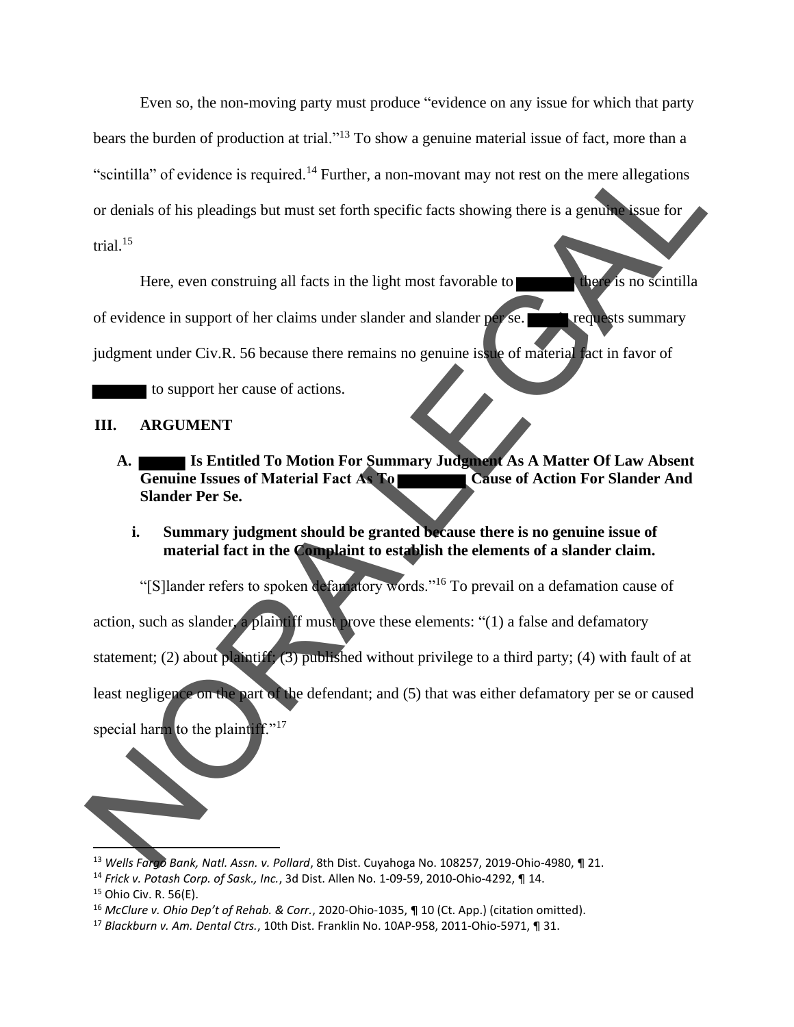Even so, the non-moving party must produce "evidence on any issue for which that party bears the burden of production at trial."[13] To show a genuine material issue of fact, more than a "scintilla" of evidence is required.[14] Further, a non-movant may not rest on the mere allegations or denials of his pleadings but must set forth specific facts showing there is a genuine issue for trial.[15]

Here, even construing all facts in the light most favorable to ██████ there is no scintilla of evidence in support of her claims under slander and slander per se. ████ requests summary judgment under Civ.R. 56 because there remains no genuine issue of material fact in favor of ██████ to support her cause of actions.

## III. ARGUMENT

### A. ████ Is Entitled To Motion For Summary Judgment As A Matter Of Law Absent Genuine Issues of Material Fact As To ██████ Cause of Action For Slander And Slander Per Se.

#### i. Summary judgment should be granted because there is no genuine issue of material fact in the Complaint to establish the elements of a slander claim.

"[S]lander refers to spoken defamatory words."[16] To prevail on a defamation cause of action, such as slander, a plaintiff must prove these elements: "(1) a false and defamatory statement; (2) about plaintiff; (3) published without privilege to a third party; (4) with fault of at least negligence on the part of the defendant; and (5) that was either defamatory per se or caused special harm to the plaintiff."[17]

---

[13] *Wells Fargo Bank, Natl. Assn. v. Pollard*, 8th Dist. Cuyahoga No. 108257, 2019-Ohio-4980, ¶ 21.

[14] *Frick v. Potash Corp. of Sask., Inc.*, 3d Dist. Allen No. 1-09-59, 2010-Ohio-4292, ¶ 14.

[15] Ohio Civ. R. 56(E).

[16] *McClure v. Ohio Dep't of Rehab. & Corr.*, 2020-Ohio-1035, ¶ 10 (Ct. App.) (citation omitted).

[17] *Blackburn v. Am. Dental Ctrs.*, 10th Dist. Franklin No. 10AP-958, 2011-Ohio-5971, ¶ 31.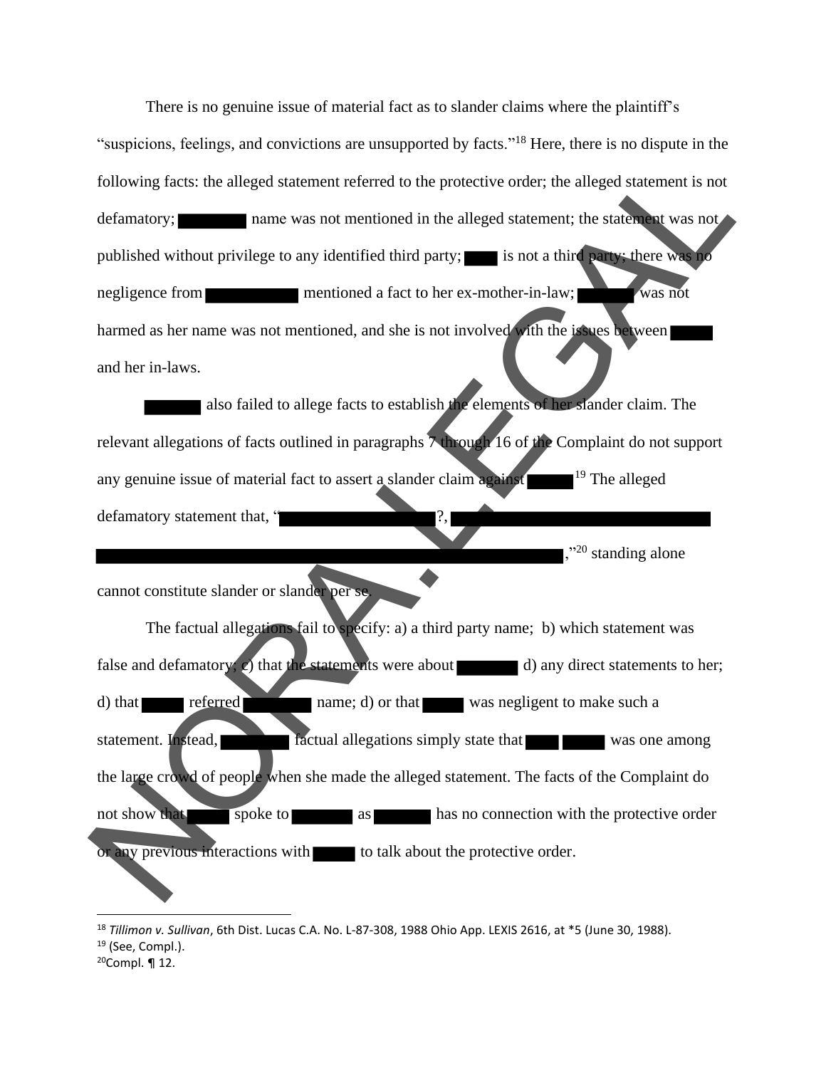There is no genuine issue of material fact as to slander claims where the plaintiff's "suspicions, feelings, and convictions are unsupported by facts."[18] Here, there is no dispute in the following facts: the alleged statement referred to the protective order; the alleged statement is not defamatory; ████ name was not mentioned in the alleged statement; the statement was not published without privilege to any identified third party; ███ is not a third party; there was no negligence from █████ mentioned a fact to her ex-mother-in-law; ████ was not harmed as her name was not mentioned, and she is not involved with the issues between ███ and her in-laws.

████ also failed to allege facts to establish the elements of her slander claim. The relevant allegations of facts outlined in paragraphs 7 through 16 of the Complaint do not support any genuine issue of material fact to assert a slander claim against ███[19] The alleged defamatory statement that, "█████████?, ██████████████████ ██████████████████████████,"[20] standing alone cannot constitute slander or slander per se.

The factual allegations fail to specify: a) a third party name; b) which statement was false and defamatory; c) that the statements were about ████ d) any direct statements to her; d) that ███ referred ████ name; d) or that ███ was negligent to make such a statement. Instead, ████ factual allegations simply state that ██ ███ was one among the large crowd of people when she made the alleged statement. The facts of the Complaint do not show that ███ spoke to ████ as ████ has no connection with the protective order or any previous interactions with ███ to talk about the protective order.

---

[18] *Tillimon v. Sullivan*, 6th Dist. Lucas C.A. No. L-87-308, 1988 Ohio App. LEXIS 2616, at *5 (June 30, 1988).

[19] (See, Compl.).

[20] Compl. ¶ 12.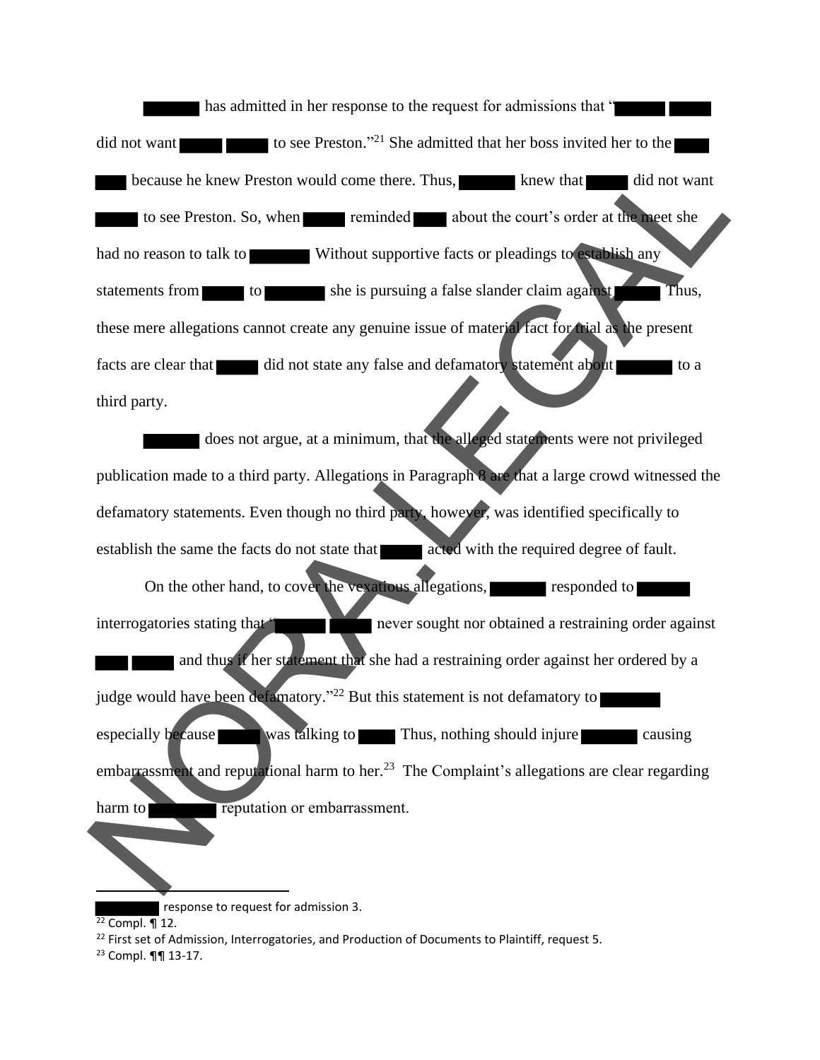███ has admitted in her response to the request for admissions that "███ ███ did not want ███ ███ to see Preston."[21] She admitted that her boss invited her to the ███ because he knew Preston would come there. Thus, ███ knew that ███ did not want ███ to see Preston. So, when ███ reminded ███ about the court's order at the meet she had no reason to talk to ███ Without supportive facts or pleadings to establish any statements from ███ to ███ she is pursuing a false slander claim against ███ Thus, these mere allegations cannot create any genuine issue of material fact for trial as the present facts are clear that ███ did not state any false and defamatory statement about ███ to a third party.

███ does not argue, at a minimum, that the alleged statements were not privileged publication made to a third party. Allegations in Paragraph 8 are that a large crowd witnessed the defamatory statements. Even though no third party, however, was identified specifically to establish the same the facts do not state that ███ acted with the required degree of fault.

On the other hand, to cover the vexatious allegations, ███ responded to ███ interrogatories stating that "███ ███ never sought nor obtained a restraining order against ███ ███ and thus if her statement that she had a restraining order against her ordered by a judge would have been defamatory."[22] But this statement is not defamatory to ███ especially because ███ was talking to ███ Thus, nothing should injure ███ causing embarrassment and reputational harm to her.[23] The Complaint's allegations are clear regarding harm to ███ reputation or embarrassment.

---

███ response to request for admission 3.

[22] Compl. ¶ 12.

[22] First set of Admission, Interrogatories, and Production of Documents to Plaintiff, request 5.

[23] Compl. ¶¶ 13-17.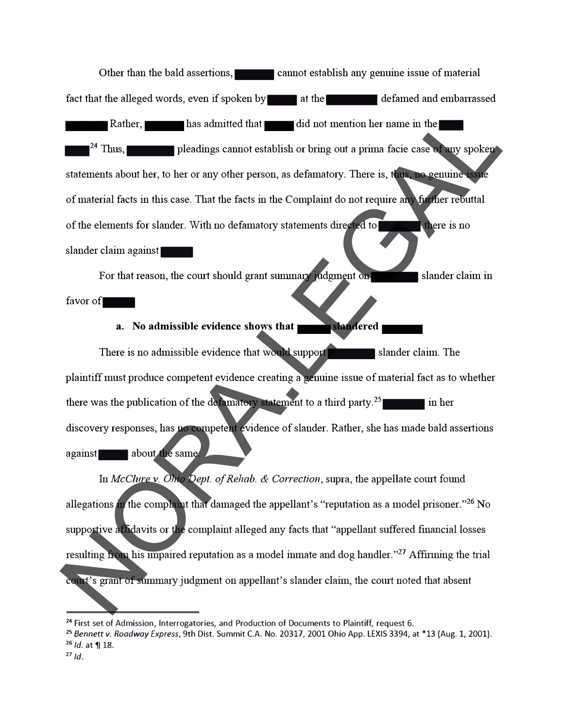Other than the bald assertions, ██████ cannot establish any genuine issue of material fact that the alleged words, even if spoken by ████ at the ████████ defamed and embarrassed ██████ Rather, ██████ has admitted that ████ did not mention her name in the ████ ████[24] Thus, ██████ pleadings cannot establish or bring out a prima facie case of any spoken statements about her, to her or any other person, as defamatory. There is, thus, no genuine issue of material facts in this case. That the facts in the Complaint do not require any further rebuttal of the elements for slander. With no defamatory statements directed to ██████ there is no slander claim against ████

For that reason, the court should grant summary judgment on ██████ slander claim in favor of ████

**a. No admissible evidence shows that ████ slandered ██████**

There is no admissible evidence that would support ██████ slander claim. The plaintiff must produce competent evidence creating a genuine issue of material fact as to whether there was the publication of the defamatory statement to a third party.[25] ██████ in her discovery responses, has no competent evidence of slander. Rather, she has made bald assertions against ████ about the same.

In *McClure v. Ohio Dept. of Rehab. & Correction*, supra, the appellate court found allegations in the complaint that damaged the appellant's "reputation as a model prisoner."[26] No supportive affidavits or the complaint alleged any facts that "appellant suffered financial losses resulting from his impaired reputation as a model inmate and dog handler."[27] Affirming the trial court's grant of summary judgment on appellant's slander claim, the court noted that absent

---

[24] First set of Admission, Interrogatories, and Production of Documents to Plaintiff, request 6.

[25] *Bennett v. Roadway Express*, 9th Dist. Summit C.A. No. 20317, 2001 Ohio App. LEXIS 3394, at *13 (Aug. 1, 2001).

[26] *Id.* at ¶ 18.

[27] *Id.*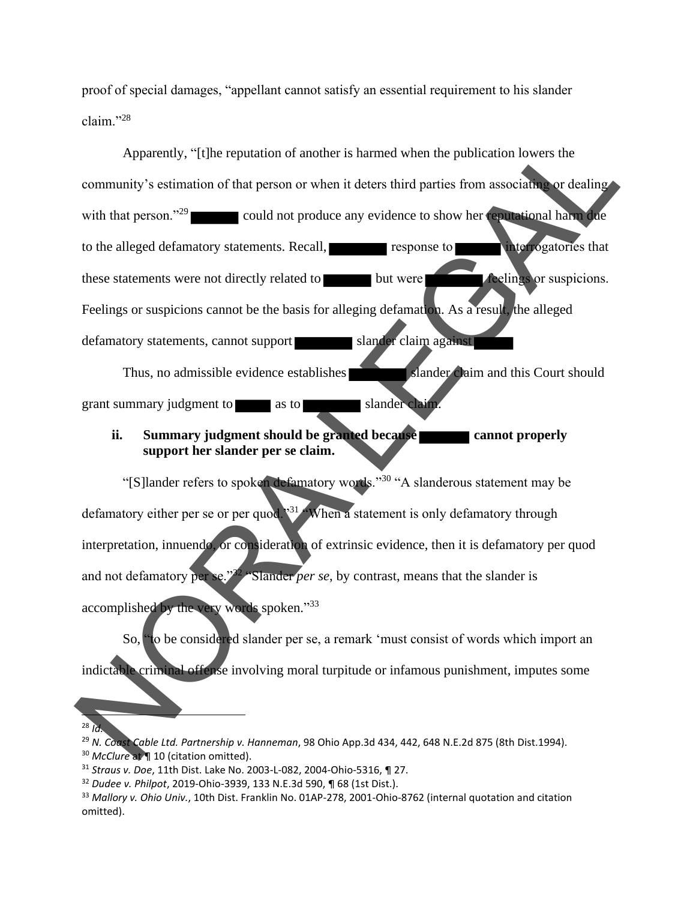proof of special damages, "appellant cannot satisfy an essential requirement to his slander claim."[28]

Apparently, "[t]he reputation of another is harmed when the publication lowers the community's estimation of that person or when it deters third parties from associating or dealing with that person."[29] ████ could not produce any evidence to show her reputational harm due to the alleged defamatory statements. Recall, ████ response to ████ interrogatories that these statements were not directly related to ████ but were ████ feelings or suspicions. Feelings or suspicions cannot be the basis for alleging defamation. As a result, the alleged defamatory statements, cannot support ████ slander claim against ████.

Thus, no admissible evidence establishes ████ slander claim and this Court should grant summary judgment to ████ as to ████ slander claim.

**ii. Summary judgment should be granted because ████ cannot properly support her slander per se claim.**

"[S]lander refers to spoken defamatory words."[30] "A slanderous statement may be defamatory either per se or per quod."[31] "When a statement is only defamatory through interpretation, innuendo, or consideration of extrinsic evidence, then it is defamatory per quod and not defamatory per se."[32] "Slander *per se*, by contrast, means that the slander is accomplished by the very words spoken."[33]

So, "to be considered slander per se, a remark 'must consist of words which import an indictable criminal offense involving moral turpitude or infamous punishment, imputes some

---

[28] *Id.*

[29] *N. Coast Cable Ltd. Partnership v. Hanneman*, 98 Ohio App.3d 434, 442, 648 N.E.2d 875 (8th Dist.1994).

[30] *McClure* at ¶ 10 (citation omitted).

[31] *Straus v. Doe*, 11th Dist. Lake No. 2003-L-082, 2004-Ohio-5316, ¶ 27.

[32] *Dudee v. Philpot*, 2019-Ohio-3939, 133 N.E.3d 590, ¶ 68 (1st Dist.).

[33] *Mallory v. Ohio Univ.*, 10th Dist. Franklin No. 01AP-278, 2001-Ohio-8762 (internal quotation and citation omitted).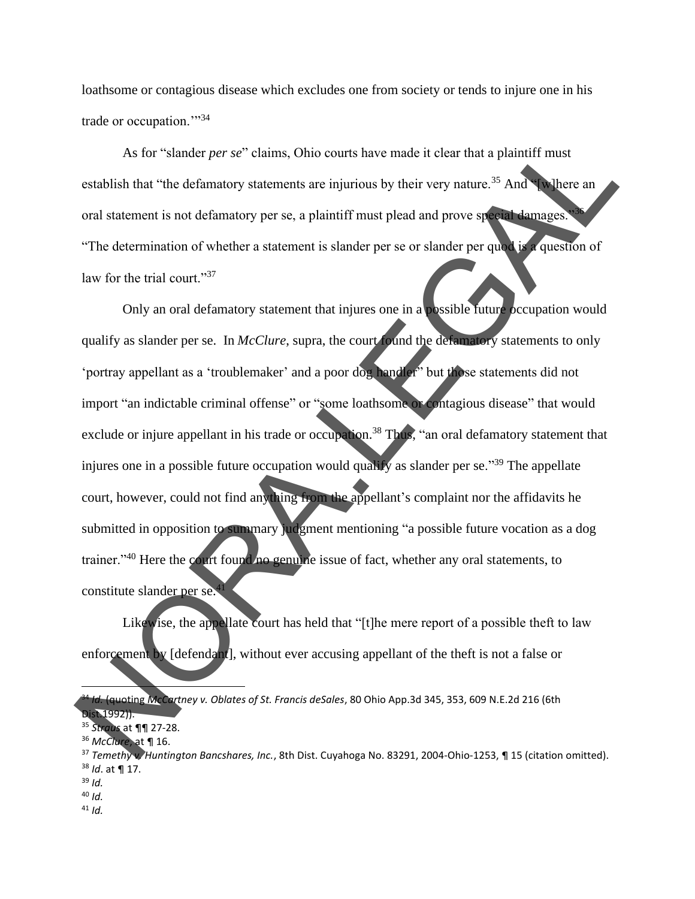loathsome or contagious disease which excludes one from society or tends to injure one in his trade or occupation.'"[34]

As for "slander *per se*" claims, Ohio courts have made it clear that a plaintiff must establish that "the defamatory statements are injurious by their very nature.[35] And "[w]here an oral statement is not defamatory per se, a plaintiff must plead and prove special damages."[36] "The determination of whether a statement is slander per se or slander per quod is a question of law for the trial court."[37]

Only an oral defamatory statement that injures one in a possible future occupation would qualify as slander per se. In *McClure*, supra, the court found the defamatory statements to only 'portray appellant as a 'troublemaker' and a poor dog handler" but those statements did not import "an indictable criminal offense" or "some loathsome or contagious disease" that would exclude or injure appellant in his trade or occupation.[38] Thus, "an oral defamatory statement that injures one in a possible future occupation would qualify as slander per se."[39] The appellate court, however, could not find anything from the appellant's complaint nor the affidavits he submitted in opposition to summary judgment mentioning "a possible future vocation as a dog trainer."[40] Here the court found no genuine issue of fact, whether any oral statements, to constitute slander per se.[41]

Likewise, the appellate court has held that "[t]he mere report of a possible theft to law enforcement by [defendant], without ever accusing appellant of the theft is not a false or

---

[34] *Id.* (quoting *McCartney v. Oblates of St. Francis deSales*, 80 Ohio App.3d 345, 353, 609 N.E.2d 216 (6th Dist.1992)).
[35] *Straus* at ¶¶ 27-28.
[36] *McClure*, at ¶ 16.
[37] *Temethy v. Huntington Bancshares, Inc.*, 8th Dist. Cuyahoga No. 83291, 2004-Ohio-1253, ¶ 15 (citation omitted).
[38] *Id*. at ¶ 17.
[39] *Id.*
[40] *Id.*
[41] *Id.*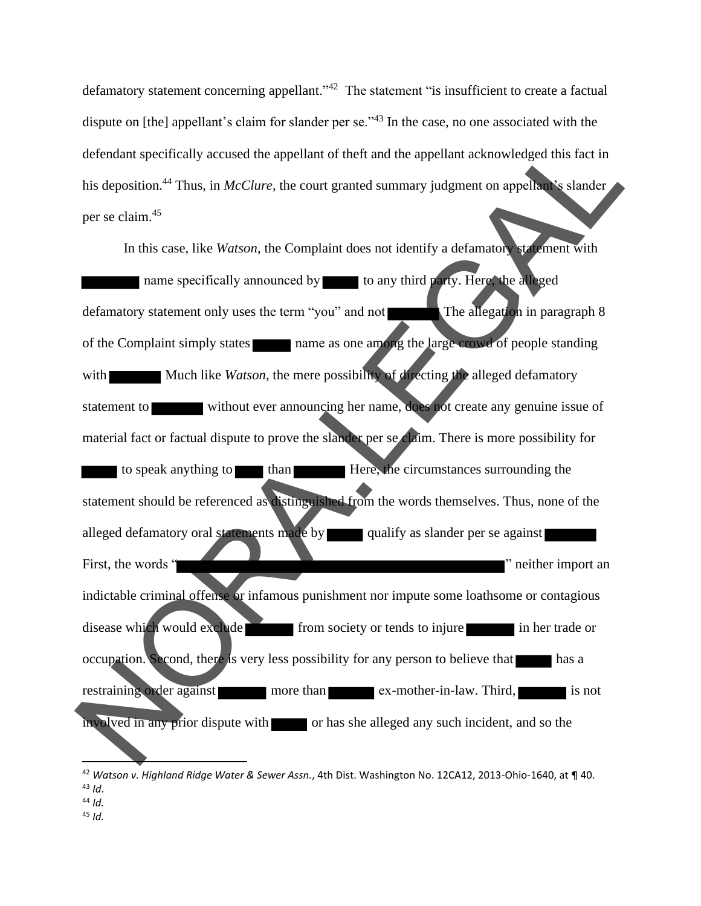defamatory statement concerning appellant."[42] The statement "is insufficient to create a factual dispute on [the] appellant's claim for slander per se."[43] In the case, no one associated with the defendant specifically accused the appellant of theft and the appellant acknowledged this fact in his deposition.[44] Thus, in *McClure*, the court granted summary judgment on appellant's slander per se claim.[45]

In this case, like *Watson*, the Complaint does not identify a defamatory statement with ███ name specifically announced by ███ to any third party. Here, the alleged defamatory statement only uses the term "you" and not ███ The allegation in paragraph 8 of the Complaint simply states ███ name as one among the large crowd of people standing with ███ Much like *Watson*, the mere possibility of directing the alleged defamatory statement to ███ without ever announcing her name, does not create any genuine issue of material fact or factual dispute to prove the slander per se claim. There is more possibility for ███ to speak anything to ███ than ███ Here, the circumstances surrounding the statement should be referenced as distinguished from the words themselves. Thus, none of the alleged defamatory oral statements made by ███ qualify as slander per se against ███ First, the words "███" neither import an indictable criminal offense or infamous punishment nor impute some loathsome or contagious disease which would exclude ███ from society or tends to injure ███ in her trade or occupation. Second, there is very less possibility for any person to believe that ███ has a restraining order against ███ more than ███ ex-mother-in-law. Third, ███ is not involved in any prior dispute with ███ or has she alleged any such incident, and so the

---

[42] *Watson v. Highland Ridge Water & Sewer Assn.*, 4th Dist. Washington No. 12CA12, 2013-Ohio-1640, at ¶ 40.
[43] *Id*.
[44] *Id*.
[45] *Id*.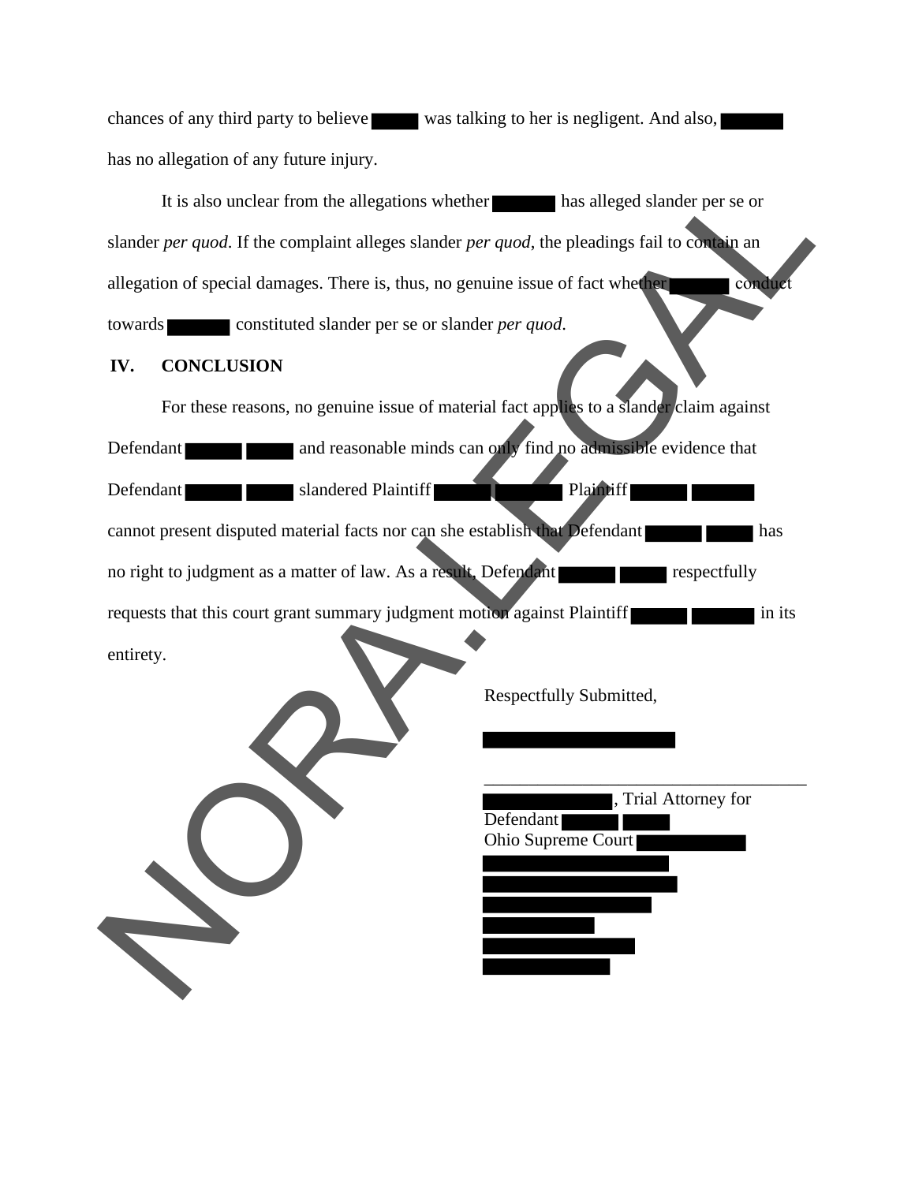chances of any third party to believe ████ was talking to her is negligent. And also, █████ has no allegation of any future injury.

It is also unclear from the allegations whether █████ has alleged slander per se or slander *per quod*. If the complaint alleges slander *per quod*, the pleadings fail to contain an allegation of special damages. There is, thus, no genuine issue of fact whether █████ conduct towards █████ constituted slander per se or slander *per quod.*

## IV. CONCLUSION

For these reasons, no genuine issue of material fact applies to a slander claim against Defendant █████ ████ and reasonable minds can only find no admissible evidence that Defendant █████ ████ slandered Plaintiff █████ ██████ Plaintiff █████ ██████ cannot present disputed material facts nor can she establish that Defendant █████ ████ has no right to judgment as a matter of law. As a result, Defendant █████ ████ respectfully requests that this court grant summary judgment motion against Plaintiff █████ ██████ in its entirety.

Respectfully Submitted,

██████████████████

\_\_\_\_\_\_\_\_\_\_\_\_\_\_\_\_\_\_\_\_\_\_\_\_\_\_\_\_\_\_\_\_

████████████, Trial Attorney for
Defendant █████ ████
Ohio Supreme Court ██████████
█████████████████
██████████████████
████████████████
██████████
██████████████
███████████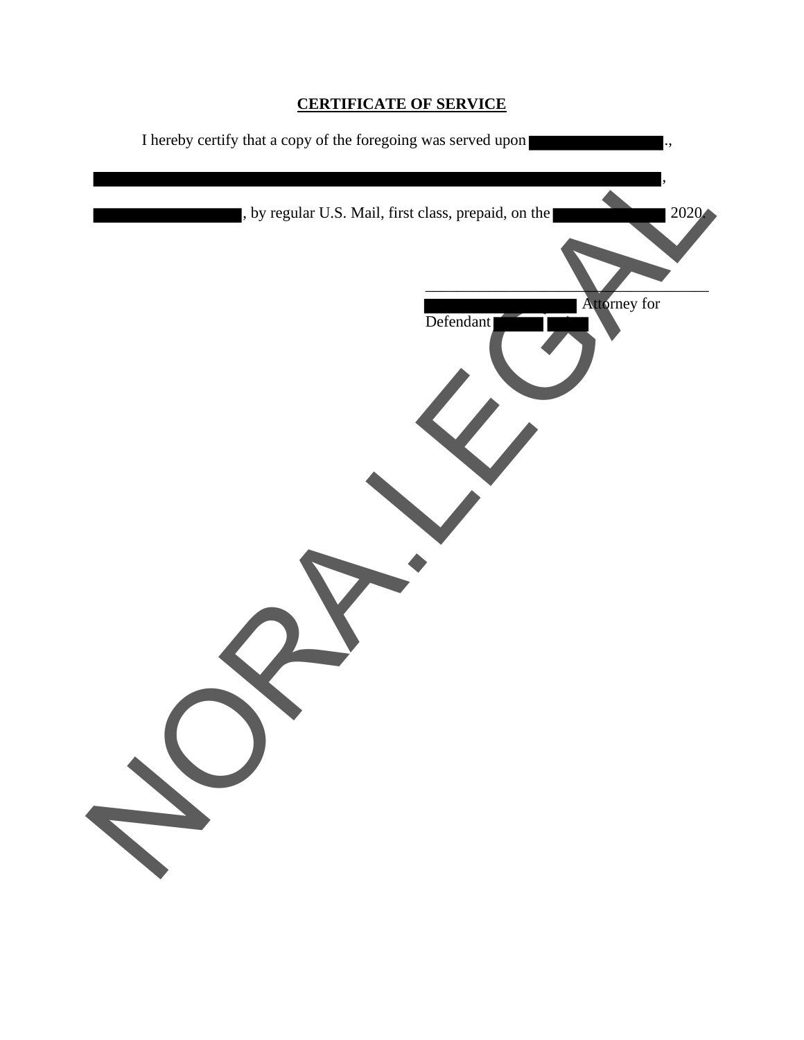## **CERTIFICATE OF SERVICE**

I hereby certify that a copy of the foregoing was served upon ██████████., ████████████████████████████████████████, ██████████, by regular U.S. Mail, first class, prepaid, on the ████████ 2020.

\_\_\_\_\_\_\_\_\_\_\_\_\_\_\_\_\_\_\_\_\_\_\_\_\_\_\_\_\_\_\_\_\_\_\_\_\_\_\_\_
████████████ Attorney for Defendant ████ ███